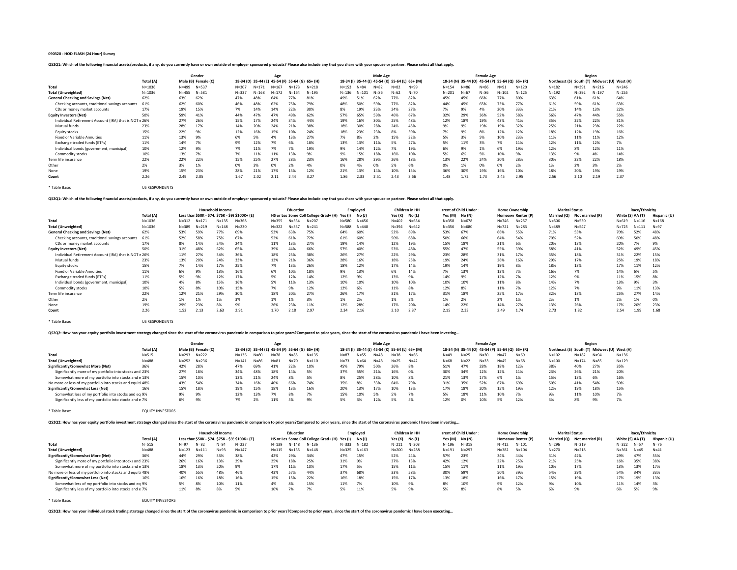**090320 - HOD FLASH (24 Hour) Survey**

**QS2Q1: Which of the following financial assets/products, if any, do you currently have or own outside of employer sponsored products? Please also include any that you share with your spouse or partner. Please select all that apply.**

| | Total (A) | Gender | | Age | | | | | Male Age | | | | | Female Age | | | | | Region | | | |
|---|---|---|---|---|---|---|---|---|---|---|---|---|---|---|---|---|---|---|---|---|---|---|
| | | Male (B) | Female (C) | 18-34 (D) | 35-44 (E) | 45-54 (F) | 55-64 (G) | 65+ (H) | 18-34 (I) | 35-44 (J) | 45-54 (K) | 55-64 (L) | 65+ (M) | 18-34 (N) | 35-44 (O) | 45-54 (P) | 55-64 (Q) | 65+ (R) | Northeast (S) | South (T) | Midwest (U) | West (V) |
| Total | N=1036 | N=499 | N=537 | N=307 | N=171 | N=167 | N=173 | N=218 | N=153 | N=84 | N=82 | N=82 | N=99 | N=154 | N=86 | N=86 | N=91 | N=120 | N=182 | N=391 | N=216 | N=246 |
| Total (Unweighted) | N=1036 | N=455 | N=581 | N=337 | N=168 | N=172 | N=164 | N=195 | N=136 | N=101 | N=86 | N=62 | N=70 | N=201 | N=67 | N=86 | N=102 | N=125 | N=192 | N=392 | N=197 | N=255 |
| General Checking and Savings (Net) | 62% | 63% | 62% | 47% | 48% | 64% | 77% | 81% | 49% | 51% | 62% | 77% | 82% | 45% | 45% | 66% | 77% | 80% | 63% | 61% | 61% | 64% |
| Checking accounts, traditional savings accounts | 61% | 62% | 60% | 46% | 48% | 62% | 75% | 79% | 48% | 50% | 59% | 77% | 82% | 44% | 45% | 65% | 73% | 77% | 61% | 59% | 61% | 63% |
| CDs or money market accounts | 17% | 19% | 15% | 7% | 14% | 14% | 22% | 30% | 8% | 19% | 23% | 24% | 27% | 7% | 9% | 4% | 20% | 33% | 21% | 14% | 13% | 22% |
| Equity Investors (Net) | 50% | 59% | 41% | 44% | 47% | 47% | 49% | 62% | 57% | 65% | 59% | 46% | 67% | 32% | 29% | 36% | 52% | 58% | 56% | 47% | 44% | 55% |
| Individual Retirement Account (IRA) that is NOT e | 26% | 27% | 26% | 15% | 17% | 24% | 34% | 44% | 19% | 16% | 30% | 25% | 48% | 12% | 18% | 19% | 43% | 41% | 35% | 22% | 22% | 31% |
| Mutual funds | 23% | 28% | 17% | 14% | 20% | 24% | 21% | 38% | 18% | 30% | 28% | 24% | 45% | 9% | 9% | 19% | 19% | 32% | 25% | 21% | 23% | 22% |
| Equity stocks | 15% | 22% | 9% | 12% | 16% | 15% | 10% | 24% | 18% | 23% | 23% | 8% | 39% | 7% | 9% | 8% | 12% | 12% | 18% | 12% | 19% | 16% |
| Fixed or Variable Annuities | 11% | 13% | 9% | 6% | 5% | 4% | 13% | 27% | 7% | 8% | 2% | 15% | 32% | 5% | 3% | 5% | 10% | 23% | 11% | 11% | 11% | 12% |
| Exchange traded funds (ETFs) | 11% | 14% | 7% | 9% | 12% | 7% | 6% | 18% | 13% | 13% | 11% | 5% | 27% | 5% | 11% | 3% | 7% | 11% | 12% | 11% | 12% | 7% |
| Individual bonds (government, municipal) | 10% | 12% | 9% | 7% | 11% | 7% | 7% | 19% | 9% | 14% | 12% | 7% | 19% | 6% | 9% | 1% | 6% | 19% | 12% | 8% | 12% | 11% |
| Commodity stocks | 10% | 13% | 7% | 7% | 11% | 11% | 13% | 9% | 9% | 15% | 18% | 16% | 10% | 5% | 6% | 5% | 10% | 9% | 13% | 9% | 4% | 14% |
| Term life insurance | 22% | 22% | 22% | 15% | 25% | 27% | 28% | 23% | 16% | 28% | 29% | 26% | 18% | 13% | 22% | 24% | 30% | 28% | 30% | 22% | 22% | 18% |
| Other | 2% | 3% | 1% | 0% | 3% | 0% | 2% | 4% | 0% | 4% | 0% | 5% | 6% | 0% | 1% | 0% | 0% | 2% | 1% | 2% | 3% | 2% |
| None | 19% | 15% | 23% | 28% | 21% | 17% | 13% | 12% | 21% | 13% | 14% | 10% | 15% | 36% | 30% | 19% | 16% | 10% | 18% | 20% | 19% | 19% |
| Count | 2.26 | 2.49 | 2.05 | 1.67 | 2.02 | 2.11 | 2.44 | 3.27 | 1.86 | 2.33 | 2.51 | 2.43 | 3.66 | 1.48 | 1.72 | 1.73 | 2.45 | 2.95 | 2.56 | 2.10 | 2.19 | 2.37 |

* Table Base: US RESPONDENTS

**QS2Q1: Which of the following financial assets/products, if any, do you currently have or own outside of employer sponsored products? Please also include any that you share with your spouse or partner. Please select all that apply.**

| | Total (A) | Household Income | | | | Education | | | Employed | | Children in HH | | arent of Child Under : | | Home Ownership | | Marital Status | | Race/Ethnicity | | |
|---|---|---|---|---|---|---|---|---|---|---|---|---|---|---|---|---|---|---|---|---|---|
| | | Less thar | $50K - $74. | $75K - $9! | $100K+ (E) | HS or Les | Some Coll | College Grad+ (H) | Yes (I) | No (J) | Yes (K) | No (L) | Yes (M) | No (N) | Homeowr | Renter (P) | Married (Q) | Not married (R) | White (S) | AA (T) | Hispanic (U) |
| Total | N=1036 | N=312 | N=171 | N=135 | N=368 | N=355 | N=334 | N=207 | N=580 | N=456 | N=402 | N=634 | N=358 | N=678 | N=746 | N=257 | N=506 | N=530 | N=619 | N=116 | N=168 |
| Total (Unweighted) | N=1036 | N=389 | N=219 | N=148 | N=230 | N=322 | N=337 | N=241 | N=588 | N=448 | N=394 | N=642 | N=356 | N=680 | N=721 | N=283 | N=489 | N=547 | N=725 | N=111 | N=97 |
| General Checking and Savings (Net) | 62% | 53% | 59% | 77% | 69% | 53% | 63% | 75% | 64% | 60% | 52% | 69% | 53% | 67% | 66% | 55% | 71% | 53% | 70% | 52% | 48% |
| Checking accounts, traditional savings accounts | 61% | 52% | 58% | 75% | 67% | 52% | 61% | 72% | 61% | 60% | 50% | 68% | 50% | 66% | 64% | 54% | 70% | 52% | 69% | 50% | 48% |
| CDs or money market accounts | 17% | 8% | 14% | 24% | 24% | 11% | 13% | 27% | 19% | 14% | 12% | 19% | 15% | 18% | 21% | 6% | 20% | 13% | 20% | 7% | 9% |
| Equity Investors (Net) | 50% | 31% | 48% | 62% | 65% | 39% | 44% | 66% | 57% | 40% | 53% | 48% | 55% | 47% | 55% | 39% | 58% | 41% | 52% | 49% | 45% |
| Individual Retirement Account (IRA) that is NOT e | 26% | 11% | 27% | 34% | 36% | 18% | 25% | 38% | 26% | 27% | 22% | 29% | 23% | 28% | 31% | 17% | 35% | 18% | 31% | 22% | 15% |
| Mutual funds | 23% | 13% | 20% | 24% | 33% | 13% | 21% | 36% | 28% | 16% | 18% | 25% | 19% | 24% | 26% | 16% | 29% | 17% | 25% | 19% | 18% |
| Equity stocks | 15% | 7% | 14% | 17% | 25% | 7% | 13% | 26% | 18% | 12% | 17% | 14% | 19% | 14% | 19% | 8% | 18% | 13% | 17% | 11% | 12% |
| Fixed or Variable Annuities | 11% | 6% | 9% | 13% | 16% | 6% | 10% | 18% | 9% | 13% | 6% | 14% | 7% | 13% | 13% | 7% | 16% | 7% | 14% | 6% | 5% |
| Exchange traded funds (ETFs) | 11% | 5% | 9% | 12% | 17% | 5% | 12% | 14% | 12% | 9% | 13% | 9% | 14% | 9% | 12% | 7% | 12% | 9% | 11% | 15% | 8% |
| Individual bonds (government, municipal) | 10% | 4% | 8% | 15% | 16% | 5% | 11% | 13% | 10% | 10% | 10% | 10% | 10% | 10% | 11% | 8% | 14% | 7% | 13% | 9% | 3% |
| Commodity stocks | 10% | 5% | 8% | 10% | 15% | 7% | 9% | 12% | 12% | 6% | 11% | 8% | 12% | 8% | 11% | 7% | 12% | 7% | 9% | 11% | 13% |
| Term life insurance | 22% | 12% | 21% | 29% | 30% | 18% | 20% | 27% | 26% | 17% | 31% | 17% | 31% | 18% | 25% | 17% | 32% | 13% | 25% | 27% | 14% |
| Other | 2% | 1% | 1% | 1% | 3% | 1% | 1% | 3% | 1% | 2% | 1% | 2% | 1% | 2% | 2% | 1% | 2% | 1% | 2% | 1% | 0% |
| None | 19% | 29% | 23% | 8% | 9% | 26% | 23% | 11% | 12% | 28% | 17% | 20% | 14% | 22% | 14% | 27% | 13% | 26% | 17% | 20% | 23% |
| Count | 2.26 | 1.52 | 2.13 | 2.63 | 2.91 | 1.70 | 2.18 | 2.97 | 2.34 | 2.16 | 2.10 | 2.37 | 2.15 | 2.33 | 2.49 | 1.74 | 2.73 | 1.82 | 2.54 | 1.99 | 1.68 |

* Table Base: US RESPONDENTS

**QS2Q2: How has your equity portfolio investment strategy changed since the start of the coronavirus pandemic in comparison to prior years?Compared to prior years, since the start of the coronavirus pandemic I have been investing...**

| | Total (A) | Gender | | Age | | | | | Male Age | | | | | Female Age | | | | | Region | | | |
|---|---|---|---|---|---|---|---|---|---|---|---|---|---|---|---|---|---|---|---|---|---|---|
| | | Male (B) | Female (C) | 18-34 (D) | 35-44 (E) | 45-54 (F) | 55-64 (G) | 65+ (H) | 18-34 (I) | 35-44 (J) | 45-54 (K) | 55-64 (L) | 65+ (M) | 18-34 (N) | 35-44 (O) | 45-54 (P) | 55-64 (Q) | 65+ (R) | Northeast (S) | South (T) | Midwest (U) | West (V) |
| Total | N=515 | N=293 | N=222 | N=136 | N=80 | N=78 | N=85 | N=135 | N=87 | N=55 | N=48 | N=38 | N=66 | N=49 | N=25 | N=30 | N=47 | N=69 | N=102 | N=182 | N=94 | N=136 |
| Total (Unweighted) | N=488 | N=252 | N=236 | N=141 | N=86 | N=81 | N=70 | N=110 | N=73 | N=64 | N=48 | N=25 | N=42 | N=68 | N=22 | N=33 | N=45 | N=68 | N=100 | N=174 | N=85 | N=129 |
| Significantly/Somewhat More (Net) | 36% | 42% | 28% | 47% | 69% | 41% | 22% | 10% | 45% | 79% | 50% | 26% | 8% | 51% | 47% | 28% | 18% | 12% | 38% | 40% | 27% | 35% |
| Significantly more of my portfolio into stocks and | 23% | 27% | 18% | 34% | 48% | 18% | 14% | 5% | 37% | 55% | 21% | 16% | 0% | 30% | 34% | 12% | 12% | 11% | 23% | 26% | 21% | 20% |
| Somewhat more of my portfolio into stocks and e | 13% | 15% | 10% | 13% | 21% | 24% | 8% | 5% | 8% | 25% | 28% | 10% | 8% | 21% | 13% | 17% | 6% | 1% | 15% | 13% | 6% | 16% |
| No more or less of my portfolio into stocks and equiti | 48% | 43% | 54% | 34% | 16% | 40% | 66% | 74% | 35% | 8% | 33% | 64% | 79% | 31% | 35% | 52% | 67% | 69% | 50% | 41% | 54% | 50% |
| Significantly/Somewhat Less (Net) | 16% | 15% | 18% | 19% | 15% | 18% | 13% | 16% | 20% | 13% | 17% | 10% | 13% | 17% | 18% | 20% | 15% | 19% | 12% | 19% | 18% | 15% |
| Somewhat less of my portfolio into stocks and eq | 9% | 9% | 9% | 12% | 13% | 7% | 8% | 7% | 15% | 10% | 5% | 5% | 7% | 5% | 18% | 11% | 10% | 7% | 9% | 11% | 10% | 7% |
| Significantly less of my portfolio into stocks and e | 7% | 6% | 9% | 7% | 2% | 11% | 5% | 9% | 5% | 3% | 12% | 5% | 5% | 12% | 0% | 10% | 5% | 12% | 3% | 8% | 9% | 7% |

* Table Base: EQUITY INVESTORS

**QS2Q2: How has your equity portfolio investment strategy changed since the start of the coronavirus pandemic in comparison to prior years?Compared to prior years, since the start of the coronavirus pandemic I have been investing...**

| | Total (A) | Household Income | | | | Education | | | Employed | | Children in HH | | arent of Child Under : | | Home Ownership | | Marital Status | | Race/Ethnicity | | |
|---|---|---|---|---|---|---|---|---|---|---|---|---|---|---|---|---|---|---|---|---|---|
| | | Less thar | $50K - $74. | $75K - $9! | $100K+ (E) | HS or Les | Some Coll | College Grad+ (H) | Yes (I) | No (J) | Yes (K) | No (L) | Yes (M) | No (N) | Homeowr | Renter (P) | Married (Q) | Not married (R) | White (S) | AA (T) | Hispanic (U) |
| Total | N=515 | N=97 | N=82 | N=84 | N=237 | N=139 | N=148 | N=136 | N=333 | N=182 | N=211 | N=303 | N=196 | N=318 | N=412 | N=101 | N=296 | N=219 | N=322 | N=57 | N=76 |
| Total (Unweighted) | N=488 | N=123 | N=111 | N=93 | N=147 | N=115 | N=135 | N=148 | N=325 | N=163 | N=200 | N=288 | N=191 | N=297 | N=382 | N=104 | N=270 | N=218 | N=361 | N=45 | N=41 |
| Significantly/Somewhat More (Net) | 36% | 44% | 29% | 33% | 38% | 42% | 29% | 34% | 47% | 15% | 52% | 24% | 57% | 23% | 34% | 44% | 31% | 42% | 29% | 47% | 55% |
| Significantly more of my portfolio into stocks and | 23% | 26% | 16% | 13% | 29% | 25% | 18% | 25% | 31% | 9% | 37% | 13% | 42% | 12% | 22% | 25% | 21% | 25% | 16% | 35% | 38% |
| Somewhat more of my portfolio into stocks and e | 13% | 18% | 13% | 20% | 9% | 17% | 11% | 10% | 17% | 5% | 15% | 11% | 15% | 11% | 11% | 19% | 10% | 17% | 13% | 13% | 17% |
| No more or less of my portfolio into stocks and equiti | 48% | 40% | 55% | 48% | 46% | 43% | 57% | 44% | 37% | 68% | 33% | 58% | 30% | 59% | 50% | 39% | 54% | 39% | 54% | 34% | 33% |
| Significantly/Somewhat Less (Net) | 16% | 16% | 16% | 18% | 16% | 15% | 15% | 22% | 16% | 18% | 15% | 17% | 13% | 18% | 16% | 17% | 15% | 19% | 17% | 19% | 13% |
| Somewhat less of my portfolio into stocks and eq | 9% | 5% | 8% | 10% | 11% | 4% | 8% | 15% | 11% | 7% | 10% | 9% | 8% | 10% | 9% | 12% | 9% | 10% | 11% | 14% | 3% |
| Significantly less of my portfolio into stocks and e | 7% | 11% | 8% | 8% | 5% | 10% | 7% | 7% | 5% | 11% | 5% | 9% | 5% | 8% | 8% | 5% | 6% | 9% | 6% | 5% | 9% |

* Table Base: EQUITY INVESTORS

**QS2Q3: How has your individual stock trading strategy changed since the start of the coronavirus pandemic in comparison to prior years?Compared to prior years, since the start of the coronavirus pandemic I have been executing...**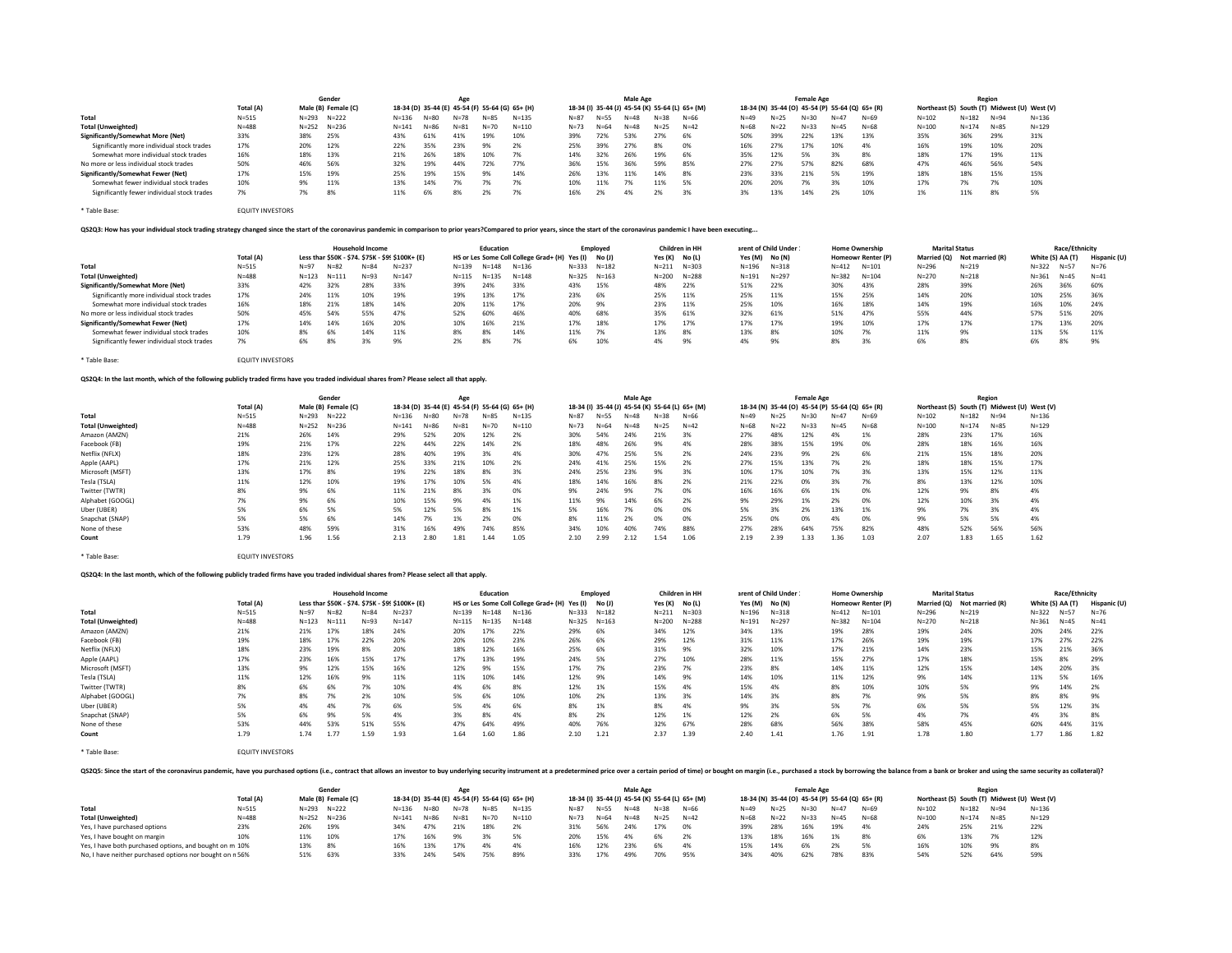| | Total (A) | Gender | | Age | | | | | Male Age | | | | | Female Age | | | | | Region | | | |
|---|---|---|---|---|---|---|---|---|---|---|---|---|---|---|---|---|---|---|---|---|---|---|
| | | Male (B) | Female (C) | 18-34 (D) | 35-44 (E) | 45-54 (F) | 55-64 (G) | 65+ (H) | 18-34 (I) | 35-44 (J) | 45-54 (K) | 55-64 (L) | 65+ (M) | 18-34 (N) | 35-44 (O) | 45-54 (P) | 55-64 (Q) | 65+ (R) | Northeast (S) | South (T) | Midwest (U) | West (V) |
| Total | N=515 | N=293 | N=222 | N=136 | N=80 | N=78 | N=85 | N=135 | N=87 | N=55 | N=48 | N=38 | N=66 | N=49 | N=25 | N=30 | N=47 | N=69 | N=102 | N=182 | N=94 | N=136 |
| Total (Unweighted) | N=488 | N=252 | N=236 | N=141 | N=86 | N=81 | N=70 | N=110 | N=73 | N=64 | N=48 | N=25 | N=42 | N=68 | N=22 | N=33 | N=45 | N=68 | N=100 | N=174 | N=85 | N=129 |
| **Significantly/Somewhat More (Net)** | 33% | 38% | 25% | 43% | 61% | 41% | 19% | 10% | 39% | 72% | 53% | 27% | 6% | 50% | 39% | 22% | 13% | 13% | 35% | 36% | 29% | 31% |
| Significantly more individual stock trades | 17% | 20% | 12% | 22% | 35% | 23% | 9% | 2% | 25% | 39% | 27% | 8% | 0% | 16% | 27% | 17% | 10% | 4% | 16% | 19% | 10% | 20% |
| Somewhat more individual stock trades | 16% | 18% | 13% | 21% | 26% | 18% | 10% | 7% | 14% | 32% | 26% | 19% | 6% | 35% | 12% | 5% | 3% | 8% | 18% | 17% | 19% | 11% |
| No more or less individual stock trades | 50% | 46% | 56% | 32% | 19% | 44% | 72% | 77% | 36% | 15% | 36% | 59% | 85% | 27% | 27% | 57% | 82% | 68% | 47% | 46% | 56% | 54% |
| **Significantly/Somewhat Fewer (Net)** | 17% | 15% | 19% | 25% | 19% | 15% | 9% | 14% | 26% | 13% | 11% | 14% | 8% | 23% | 33% | 21% | 5% | 19% | 18% | 18% | 15% | 15% |
| Somewhat fewer individual stock trades | 10% | 9% | 11% | 13% | 14% | 7% | 7% | 7% | 10% | 11% | 7% | 11% | 5% | 20% | 20% | 7% | 3% | 10% | 17% | 7% | 7% | 10% |
| Significantly fewer individual stock trades | 7% | 7% | 8% | 11% | 6% | 8% | 2% | 7% | 16% | 2% | 4% | 2% | 3% | 3% | 13% | 14% | 2% | 10% | 1% | 11% | 8% | 5% |

* Table Base: EQUITY INVESTORS

**QS2Q3: How has your individual stock trading strategy changed since the start of the coronavirus pandemic in comparison to prior years?Compared to prior years, since the start of the coronavirus pandemic I have been executing...**

| | Total (A) | Household Income | | | | Education | | | Employed | | Children in HH | | Parent of Child Under 18 | | Home Ownership | | Marital Status | | Race/Ethnicity | | |
|---|---|---|---|---|---|---|---|---|---|---|---|---|---|---|---|---|---|---|---|---|---|
| | | Less than $50K | $50K - $74.9K | $75K - $99.9K | $100K+ (E) | HS or Less | Some Coll | College Grad+ (H) | Yes (I) | No (J) | Yes (K) | No (L) | Yes (M) | No (N) | Homeowner | Renter (P) | Married (Q) | Not married (R) | White (S) | AA (T) | Hispanic (U) |
| Total | N=515 | N=97 | N=82 | N=84 | N=237 | N=139 | N=148 | N=136 | N=333 | N=182 | N=211 | N=303 | N=196 | N=318 | N=412 | N=101 | N=296 | N=219 | N=322 | N=57 | N=76 |
| Total (Unweighted) | N=488 | N=123 | N=111 | N=93 | N=147 | N=115 | N=135 | N=148 | N=325 | N=163 | N=200 | N=288 | N=191 | N=297 | N=382 | N=104 | N=270 | N=218 | N=361 | N=45 | N=41 |
| **Significantly/Somewhat More (Net)** | 33% | 42% | 32% | 28% | 33% | 39% | 24% | 33% | 43% | 15% | 48% | 22% | 51% | 22% | 30% | 43% | 28% | 39% | 26% | 36% | 60% |
| Significantly more individual stock trades | 17% | 24% | 11% | 10% | 19% | 19% | 13% | 17% | 23% | 6% | 25% | 11% | 25% | 11% | 15% | 25% | 14% | 20% | 10% | 25% | 36% |
| Somewhat more individual stock trades | 16% | 18% | 21% | 18% | 14% | 20% | 11% | 17% | 20% | 9% | 23% | 11% | 25% | 10% | 16% | 18% | 14% | 19% | 16% | 10% | 24% |
| No more or less individual stock trades | 50% | 45% | 54% | 55% | 47% | 52% | 60% | 46% | 40% | 68% | 35% | 61% | 32% | 61% | 51% | 47% | 55% | 44% | 57% | 51% | 20% |
| **Significantly/Somewhat Fewer (Net)** | 17% | 14% | 14% | 16% | 20% | 10% | 16% | 21% | 17% | 18% | 17% | 17% | 17% | 17% | 19% | 10% | 17% | 17% | 17% | 13% | 20% |
| Somewhat fewer individual stock trades | 10% | 8% | 6% | 14% | 11% | 8% | 8% | 14% | 11% | 7% | 13% | 8% | 13% | 8% | 10% | 7% | 11% | 9% | 11% | 5% | 11% |
| Significantly fewer individual stock trades | 7% | 6% | 8% | 3% | 9% | 2% | 8% | 7% | 6% | 10% | 4% | 9% | 4% | 9% | 8% | 3% | 6% | 8% | 6% | 8% | 9% |

* Table Base: EQUITY INVESTORS

**QS2Q4: In the last month, which of the following publicly traded firms have you traded individual shares from? Please select all that apply.**

| | Total (A) | Gender | | Age | | | | | Male Age | | | | | Female Age | | | | | Region | | | |
|---|---|---|---|---|---|---|---|---|---|---|---|---|---|---|---|---|---|---|---|---|---|---|
| | | Male (B) | Female (C) | 18-34 (D) | 35-44 (E) | 45-54 (F) | 55-64 (G) | 65+ (H) | 18-34 (I) | 35-44 (J) | 45-54 (K) | 55-64 (L) | 65+ (M) | 18-34 (N) | 35-44 (O) | 45-54 (P) | 55-64 (Q) | 65+ (R) | Northeast (S) | South (T) | Midwest (U) | West (V) |
| Total | N=515 | N=293 | N=222 | N=136 | N=80 | N=78 | N=85 | N=135 | N=87 | N=55 | N=48 | N=38 | N=66 | N=49 | N=25 | N=30 | N=47 | N=69 | N=102 | N=182 | N=94 | N=136 |
| Total (Unweighted) | N=488 | N=252 | N=236 | N=141 | N=86 | N=81 | N=70 | N=110 | N=73 | N=64 | N=48 | N=25 | N=42 | N=68 | N=22 | N=33 | N=45 | N=68 | N=100 | N=174 | N=85 | N=129 |
| Amazon (AMZN) | 21% | 26% | 14% | 29% | 52% | 20% | 12% | 2% | 30% | 54% | 24% | 21% | 3% | 27% | 48% | 12% | 4% | 1% | 28% | 23% | 17% | 16% |
| Facebook (FB) | 19% | 21% | 17% | 22% | 44% | 22% | 14% | 2% | 18% | 48% | 26% | 9% | 4% | 28% | 38% | 15% | 19% | 0% | 28% | 18% | 16% | 16% |
| Netflix (NFLX) | 18% | 23% | 12% | 28% | 40% | 19% | 3% | 4% | 30% | 47% | 25% | 5% | 2% | 24% | 23% | 9% | 2% | 6% | 21% | 15% | 18% | 20% |
| Apple (AAPL) | 17% | 21% | 12% | 25% | 33% | 21% | 10% | 2% | 24% | 41% | 25% | 15% | 2% | 27% | 15% | 13% | 7% | 2% | 18% | 18% | 15% | 17% |
| Microsoft (MSFT) | 13% | 17% | 8% | 19% | 22% | 18% | 8% | 3% | 24% | 25% | 23% | 9% | 3% | 10% | 17% | 10% | 7% | 3% | 13% | 15% | 12% | 11% |
| Tesla (TSLA) | 11% | 12% | 10% | 19% | 17% | 10% | 5% | 4% | 18% | 14% | 16% | 8% | 2% | 21% | 22% | 0% | 3% | 7% | 8% | 13% | 12% | 10% |
| Twitter (TWTR) | 8% | 9% | 6% | 11% | 21% | 8% | 3% | 0% | 9% | 24% | 9% | 7% | 0% | 16% | 16% | 6% | 1% | 0% | 12% | 9% | 8% | 4% |
| Alphabet (GOOGL) | 7% | 9% | 6% | 10% | 15% | 9% | 4% | 1% | 11% | 9% | 14% | 6% | 2% | 9% | 29% | 1% | 2% | 0% | 12% | 10% | 3% | 4% |
| Uber (UBER) | 5% | 6% | 5% | 5% | 12% | 5% | 8% | 1% | 5% | 16% | 7% | 0% | 0% | 5% | 3% | 2% | 13% | 1% | 9% | 7% | 3% | 4% |
| Snapchat (SNAP) | 5% | 5% | 6% | 14% | 7% | 1% | 2% | 0% | 8% | 11% | 2% | 0% | 0% | 25% | 0% | 0% | 4% | 0% | 9% | 5% | 5% | 4% |
| None of these | 53% | 48% | 59% | 31% | 16% | 49% | 74% | 85% | 34% | 10% | 40% | 74% | 88% | 27% | 28% | 64% | 75% | 82% | 48% | 52% | 56% | 56% |
| **Count** | 1.79 | 1.96 | 1.56 | 2.13 | 2.80 | 1.81 | 1.44 | 1.05 | 2.10 | 2.99 | 2.12 | 1.54 | 1.06 | 2.19 | 2.39 | 1.33 | 1.36 | 1.03 | 2.07 | 1.83 | 1.65 | 1.62 |

* Table Base: EQUITY INVESTORS

**QS2Q4: In the last month, which of the following publicly traded firms have you traded individual shares from? Please select all that apply.**

| | Total (A) | Household Income | | | | Education | | | Employed | | Children in HH | | Parent of Child Under 18 | | Home Ownership | | Marital Status | | Race/Ethnicity | | |
|---|---|---|---|---|---|---|---|---|---|---|---|---|---|---|---|---|---|---|---|---|---|
| | | Less than $50K | $50K - $74.9K | $75K - $99.9K | $100K+ (E) | HS or Less | Some Coll | College Grad+ (H) | Yes (I) | No (J) | Yes (K) | No (L) | Yes (M) | No (N) | Homeowner | Renter (P) | Married (Q) | Not married (R) | White (S) | AA (T) | Hispanic (U) |
| Total | N=515 | N=97 | N=82 | N=84 | N=237 | N=139 | N=148 | N=136 | N=333 | N=182 | N=211 | N=303 | N=196 | N=318 | N=412 | N=101 | N=296 | N=219 | N=322 | N=57 | N=76 |
| Total (Unweighted) | N=488 | N=123 | N=111 | N=93 | N=147 | N=115 | N=135 | N=148 | N=325 | N=163 | N=200 | N=288 | N=191 | N=297 | N=382 | N=104 | N=270 | N=218 | N=361 | N=45 | N=41 |
| Amazon (AMZN) | 21% | 21% | 17% | 18% | 24% | 20% | 17% | 22% | 29% | 6% | 34% | 12% | 34% | 13% | 19% | 28% | 19% | 24% | 20% | 24% | 22% |
| Facebook (FB) | 19% | 18% | 17% | 22% | 20% | 20% | 10% | 23% | 26% | 6% | 29% | 12% | 31% | 11% | 17% | 26% | 19% | 19% | 17% | 27% | 22% |
| Netflix (NFLX) | 18% | 23% | 19% | 8% | 20% | 18% | 12% | 16% | 25% | 6% | 31% | 9% | 32% | 10% | 17% | 21% | 14% | 23% | 15% | 21% | 36% |
| Apple (AAPL) | 17% | 23% | 16% | 15% | 17% | 17% | 13% | 19% | 24% | 5% | 27% | 10% | 28% | 11% | 15% | 27% | 17% | 18% | 15% | 8% | 29% |
| Microsoft (MSFT) | 13% | 9% | 12% | 15% | 16% | 12% | 9% | 15% | 17% | 7% | 23% | 7% | 23% | 8% | 14% | 11% | 12% | 15% | 14% | 20% | 3% |
| Tesla (TSLA) | 11% | 12% | 16% | 9% | 11% | 11% | 10% | 14% | 12% | 9% | 14% | 9% | 14% | 10% | 11% | 12% | 9% | 14% | 11% | 5% | 16% |
| Twitter (TWTR) | 8% | 6% | 6% | 7% | 10% | 4% | 6% | 8% | 12% | 1% | 15% | 4% | 15% | 4% | 8% | 10% | 10% | 5% | 9% | 14% | 2% |
| Alphabet (GOOGL) | 7% | 8% | 7% | 2% | 10% | 5% | 6% | 10% | 10% | 2% | 13% | 3% | 14% | 3% | 8% | 7% | 9% | 5% | 8% | 8% | 9% |
| Uber (UBER) | 5% | 4% | 4% | 7% | 6% | 5% | 4% | 6% | 8% | 1% | 8% | 4% | 9% | 3% | 5% | 7% | 6% | 5% | 5% | 12% | 3% |
| Snapchat (SNAP) | 5% | 6% | 9% | 5% | 4% | 3% | 8% | 4% | 8% | 2% | 12% | 1% | 12% | 2% | 6% | 5% | 4% | 7% | 4% | 3% | 8% |
| None of these | 53% | 44% | 53% | 51% | 55% | 47% | 64% | 49% | 40% | 76% | 32% | 67% | 28% | 68% | 56% | 38% | 58% | 45% | 60% | 44% | 31% |
| **Count** | 1.79 | 1.74 | 1.77 | 1.59 | 1.93 | 1.64 | 1.60 | 1.86 | 2.10 | 1.21 | 2.37 | 1.39 | 2.40 | 1.41 | 1.76 | 1.91 | 1.78 | 1.80 | 1.77 | 1.86 | 1.82 |

* Table Base: EQUITY INVESTORS

**QS2Q5: Since the start of the coronavirus pandemic, have you purchased options (i.e., contract that allows an investor to buy underlying security instrument at a predetermined price over a certain period of time) or bought on margin (i.e., purchased a stock by borrowing the balance from a bank or broker and using the same security as collateral)?**

| | Total (A) | Gender | | Age | | | | | Male Age | | | | | Female Age | | | | | Region | | | |
|---|---|---|---|---|---|---|---|---|---|---|---|---|---|---|---|---|---|---|---|---|---|---|
| | | Male (B) | Female (C) | 18-34 (D) | 35-44 (E) | 45-54 (F) | 55-64 (G) | 65+ (H) | 18-34 (I) | 35-44 (J) | 45-54 (K) | 55-64 (L) | 65+ (M) | 18-34 (N) | 35-44 (O) | 45-54 (P) | 55-64 (Q) | 65+ (R) | Northeast (S) | South (T) | Midwest (U) | West (V) |
| Total | N=515 | N=293 | N=222 | N=136 | N=80 | N=78 | N=85 | N=135 | N=87 | N=55 | N=48 | N=38 | N=66 | N=49 | N=25 | N=30 | N=47 | N=69 | N=102 | N=182 | N=94 | N=136 |
| Total (Unweighted) | N=488 | N=252 | N=236 | N=141 | N=86 | N=81 | N=70 | N=110 | N=73 | N=64 | N=48 | N=25 | N=42 | N=68 | N=22 | N=33 | N=45 | N=68 | N=100 | N=174 | N=85 | N=129 |
| Yes, I have purchased options | 23% | 26% | 19% | 34% | 47% | 21% | 18% | 2% | 31% | 56% | 24% | 17% | 0% | 39% | 28% | 16% | 19% | 4% | 24% | 25% | 21% | 22% |
| Yes, I have bought on margin | 10% | 11% | 10% | 17% | 16% | 9% | 3% | 5% | 20% | 15% | 4% | 6% | 2% | 13% | 18% | 16% | 1% | 8% | 6% | 13% | 7% | 12% |
| Yes, I have both purchased options, and bought on m | 10% | 13% | 8% | 16% | 13% | 17% | 4% | 4% | 16% | 12% | 23% | 6% | 4% | 15% | 14% | 6% | 2% | 5% | 16% | 10% | 9% | 8% |
| No, I have neither purchased options nor bought on n | 56% | 51% | 63% | 33% | 24% | 54% | 75% | 89% | 33% | 17% | 49% | 70% | 95% | 34% | 40% | 62% | 78% | 83% | 54% | 52% | 64% | 59% |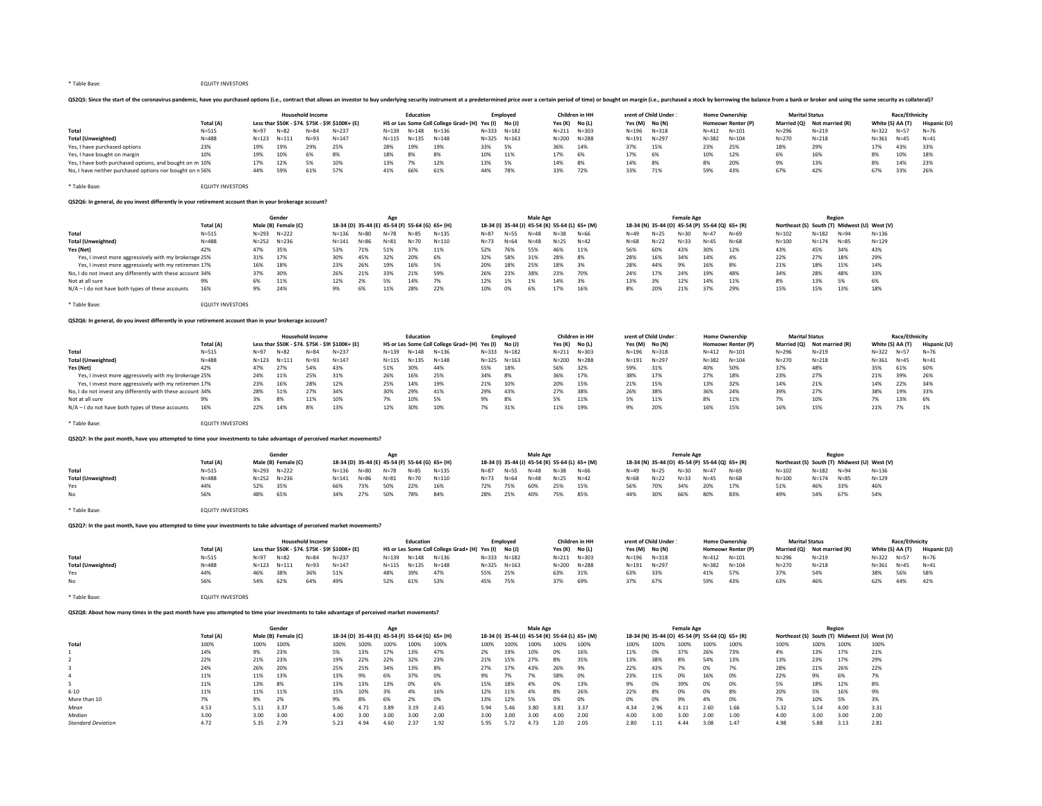* Table Base: EQUITY INVESTORS

**QS2Q5: Since the start of the coronavirus pandemic, have you purchased options (i.e., contract that allows an investor to buy underlying security instrument at a predetermined price over a certain period of time) or bought on margin (i.e., purchased a stock by borrowing the balance from a bank or broker and using the same security as collateral)?**

| | | Household Income | | | | Education | | | Employed | | Children in HH | | Parent of Child Under | | Home Ownership | | Marital Status | | Race/Ethnicity | | |
|---|---|---|---|---|---|---|---|---|---|---|---|---|---|---|---|---|---|---|---|---|---|
| | Total (A) | Less than $50K | $50K - $74.9K | $75K - $99.9K | $100K+ (E) | HS or Less | Some College | College Grad+ (H) | Yes (I) | No (J) | Yes (K) | No (L) | Yes (M) | No (N) | Homeowner | Renter (P) | Married (Q) | Not married (R) | White (S) | AA (T) | Hispanic (U) |
| **Total** | N=515 | N=97 | N=82 | N=84 | N=237 | N=139 | N=148 | N=136 | N=333 | N=182 | N=211 | N=303 | N=196 | N=318 | N=412 | N=101 | N=296 | N=219 | N=322 | N=57 | N=76 |
| **Total (Unweighted)** | N=488 | N=123 | N=111 | N=93 | N=147 | N=115 | N=135 | N=148 | N=325 | N=163 | N=200 | N=288 | N=191 | N=297 | N=382 | N=104 | N=270 | N=218 | N=361 | N=45 | N=41 |
| Yes, I have purchased options | 23% | 19% | 19% | 29% | 25% | 28% | 19% | 19% | 33% | 5% | 36% | 14% | 37% | 15% | 23% | 25% | 18% | 29% | 17% | 43% | 33% |
| Yes, I have bought on margin | 10% | 19% | 10% | 6% | 8% | 18% | 8% | 8% | 10% | 11% | 17% | 6% | 17% | 6% | 10% | 12% | 6% | 16% | 8% | 10% | 18% |
| Yes, I have both purchased options, and bought on margin | 10% | 17% | 12% | 5% | 10% | 13% | 7% | 12% | 13% | 5% | 14% | 8% | 14% | 8% | 8% | 20% | 9% | 13% | 8% | 14% | 23% |
| No, I have neither purchased options nor bought on margin | 56% | 44% | 59% | 61% | 57% | 41% | 66% | 61% | 44% | 78% | 33% | 72% | 33% | 71% | 59% | 43% | 67% | 42% | 67% | 33% | 26% |

* Table Base: EQUITY INVESTORS

**QS2Q6: In general, do you invest differently in your retirement account than in your brokerage account?**

| | | Gender | | Age | | | | | Male Age | | | | | Female Age | | | | | Region | | | |
|---|---|---|---|---|---|---|---|---|---|---|---|---|---|---|---|---|---|---|---|---|---|---|
| | Total (A) | Male (B) | Female (C) | 18-34 (D) | 35-44 (E) | 45-54 (F) | 55-64 (G) | 65+ (H) | 18-34 (I) | 35-44 (J) | 45-54 (K) | 55-64 (L) | 65+ (M) | 18-34 (N) | 35-44 (O) | 45-54 (P) | 55-64 (Q) | 65+ (R) | Northeast (S) | South (T) | Midwest (U) | West (V) |
| **Total** | N=515 | N=293 | N=222 | N=136 | N=80 | N=78 | N=85 | N=135 | N=87 | N=55 | N=48 | N=38 | N=66 | N=49 | N=25 | N=30 | N=47 | N=69 | N=102 | N=182 | N=94 | N=136 |
| **Total (Unweighted)** | N=488 | N=252 | N=236 | N=141 | N=86 | N=81 | N=70 | N=110 | N=73 | N=64 | N=48 | N=25 | N=42 | N=68 | N=22 | N=33 | N=45 | N=68 | N=100 | N=174 | N=85 | N=129 |
| **Yes (Net)** | 42% | 47% | 35% | 53% | 71% | 51% | 37% | 11% | 52% | 76% | 55% | 46% | 11% | 56% | 60% | 43% | 30% | 12% | 43% | 45% | 34% | 43% |
| Yes, I invest more aggressively with my brokerage account | 25% | 31% | 17% | 30% | 45% | 32% | 20% | 6% | 32% | 58% | 31% | 28% | 8% | 28% | 16% | 34% | 14% | 4% | 22% | 27% | 18% | 29% |
| Yes, I invest more aggressively with my retirement account | 17% | 16% | 18% | 23% | 26% | 19% | 16% | 5% | 20% | 18% | 25% | 18% | 3% | 28% | 44% | 9% | 16% | 8% | 21% | 18% | 15% | 14% |
| No, I do not invest any differently with these accounts | 34% | 37% | 30% | 26% | 21% | 33% | 21% | 59% | 26% | 23% | 38% | 23% | 70% | 24% | 17% | 24% | 19% | 48% | 34% | 28% | 48% | 33% |
| Not at all sure | 9% | 6% | 11% | 12% | 2% | 5% | 14% | 7% | 12% | 1% | 14% | 3% | | 13% | 3% | 12% | 14% | 11% | 8% | 13% | 5% | 6% |
| N/A – I do not have both types of these accounts | 16% | 9% | 24% | 9% | 6% | 11% | 28% | 22% | 10% | 0% | 6% | 17% | 16% | 8% | 20% | 21% | 37% | 29% | 15% | 15% | 13% | 18% |

* Table Base: EQUITY INVESTORS

**QS2Q6: In general, do you invest differently in your retirement account than in your brokerage account?**

| | | Household Income | | | | Education | | | Employed | | Children in HH | | Parent of Child Under | | Home Ownership | | Marital Status | | Race/Ethnicity | | |
|---|---|---|---|---|---|---|---|---|---|---|---|---|---|---|---|---|---|---|---|---|---|
| | Total (A) | Less than $50K | $50K - $74.9K | $75K - $99.9K | $100K+ (E) | HS or Less | Some College | College Grad+ (H) | Yes (I) | No (J) | Yes (K) | No (L) | Yes (M) | No (N) | Homeowner | Renter (P) | Married (Q) | Not married (R) | White (S) | AA (T) | Hispanic (U) |
| **Total** | N=515 | N=97 | N=82 | N=84 | N=237 | N=139 | N=148 | N=136 | N=333 | N=182 | N=211 | N=303 | N=196 | N=318 | N=412 | N=101 | N=296 | N=219 | N=322 | N=57 | N=76 |
| **Total (Unweighted)** | N=488 | N=123 | N=111 | N=93 | N=147 | N=115 | N=135 | N=148 | N=325 | N=163 | N=200 | N=288 | N=191 | N=297 | N=382 | N=104 | N=270 | N=218 | N=361 | N=45 | N=41 |
| **Yes (Net)** | 42% | 47% | 27% | 54% | 43% | 51% | 30% | 44% | 55% | 18% | 56% | 32% | 59% | 31% | 40% | 50% | 37% | 48% | 35% | 61% | 60% |
| Yes, I invest more aggressively with my brokerage account | 25% | 24% | 11% | 25% | 31% | 26% | 16% | 25% | 34% | 8% | 36% | 17% | 38% | 17% | 27% | 18% | 23% | 27% | 21% | 39% | 26% |
| Yes, I invest more aggressively with my retirement account | 17% | 23% | 16% | 28% | 12% | 25% | 14% | 19% | 21% | 10% | 20% | 15% | 21% | 15% | 13% | 32% | 14% | 21% | 14% | 22% | 34% |
| No, I do not invest any differently with these accounts | 34% | 28% | 51% | 27% | 34% | 30% | 29% | 41% | 29% | 43% | 27% | 38% | 26% | 38% | 36% | 24% | 39% | 27% | 38% | 19% | 33% |
| Not at all sure | 9% | 3% | 8% | 11% | 10% | 7% | 10% | 5% | 9% | 8% | 5% | 11% | 5% | 11% | 8% | 11% | 7% | 10% | 7% | 13% | 6% |
| N/A – I do not have both types of these accounts | 16% | 22% | 14% | 8% | 13% | 12% | 30% | 10% | 7% | 31% | 11% | 19% | 9% | 20% | 16% | 15% | 16% | 15% | 21% | 7% | 1% |

* Table Base: EQUITY INVESTORS

**QS2Q7: In the past month, have you attempted to time your investments to take advantage of perceived market movements?**

| | | Gender | | Age | | | | | Male Age | | | | | Female Age | | | | | Region | | | |
|---|---|---|---|---|---|---|---|---|---|---|---|---|---|---|---|---|---|---|---|---|---|---|
| | Total (A) | Male (B) | Female (C) | 18-34 (D) | 35-44 (E) | 45-54 (F) | 55-64 (G) | 65+ (H) | 18-34 (I) | 35-44 (J) | 45-54 (K) | 55-64 (L) | 65+ (M) | 18-34 (N) | 35-44 (O) | 45-54 (P) | 55-64 (Q) | 65+ (R) | Northeast (S) | South (T) | Midwest (U) | West (V) |
| **Total** | N=515 | N=293 | N=222 | N=136 | N=80 | N=78 | N=85 | N=135 | N=87 | N=55 | N=48 | N=38 | N=66 | N=49 | N=25 | N=30 | N=47 | N=69 | N=102 | N=182 | N=94 | N=136 |
| **Total (Unweighted)** | N=488 | N=252 | N=236 | N=141 | N=86 | N=81 | N=70 | N=110 | N=73 | N=64 | N=48 | N=25 | N=42 | N=68 | N=22 | N=33 | N=45 | N=68 | N=100 | N=174 | N=85 | N=129 |
| Yes | 44% | 52% | 35% | 66% | 73% | 50% | 22% | 16% | 72% | 75% | 60% | 25% | 15% | 56% | 70% | 34% | 20% | 17% | 51% | 46% | 33% | 46% |
| No | 56% | 48% | 65% | 34% | 27% | 50% | 78% | 84% | 28% | 25% | 40% | 75% | 85% | 44% | 30% | 66% | 80% | 83% | 49% | 54% | 67% | 54% |

* Table Base: EQUITY INVESTORS

**QS2Q7: In the past month, have you attempted to time your investments to take advantage of perceived market movements?**

| | | Household Income | | | | Education | | | Employed | | Children in HH | | Parent of Child Under | | Home Ownership | | Marital Status | | Race/Ethnicity | | |
|---|---|---|---|---|---|---|---|---|---|---|---|---|---|---|---|---|---|---|---|---|---|
| | Total (A) | Less than $50K | $50K - $74.9K | $75K - $99.9K | $100K+ (E) | HS or Less | Some College | College Grad+ (H) | Yes (I) | No (J) | Yes (K) | No (L) | Yes (M) | No (N) | Homeowner | Renter (P) | Married (Q) | Not married (R) | White (S) | AA (T) | Hispanic (U) |
| **Total** | N=515 | N=97 | N=82 | N=84 | N=237 | N=139 | N=148 | N=136 | N=333 | N=182 | N=211 | N=303 | N=196 | N=318 | N=412 | N=101 | N=296 | N=219 | N=322 | N=57 | N=76 |
| **Total (Unweighted)** | N=488 | N=123 | N=111 | N=93 | N=147 | N=115 | N=135 | N=148 | N=325 | N=163 | N=200 | N=288 | N=191 | N=297 | N=382 | N=104 | N=270 | N=218 | N=361 | N=45 | N=41 |
| Yes | 44% | 46% | 38% | 36% | 51% | 48% | 39% | 47% | 55% | 25% | 63% | 31% | 63% | 33% | 41% | 57% | 37% | 54% | 38% | 56% | 58% |
| No | 56% | 54% | 62% | 64% | 49% | 52% | 61% | 53% | 45% | 75% | 37% | 69% | 37% | 67% | 59% | 43% | 63% | 46% | 62% | 44% | 42% |

* Table Base: EQUITY INVESTORS

**QS2Q8: About how many times in the past month have you attempted to time your investments to take advantage of perceived market movements?**

| | | Gender | | Age | | | | | Male Age | | | | | Female Age | | | | | Region | | | |
|---|---|---|---|---|---|---|---|---|---|---|---|---|---|---|---|---|---|---|---|---|---|---|
| | Total (A) | Male (B) | Female (C) | 18-34 (D) | 35-44 (E) | 45-54 (F) | 55-64 (G) | 65+ (H) | 18-34 (I) | 35-44 (J) | 45-54 (K) | 55-64 (L) | 65+ (M) | 18-34 (N) | 35-44 (O) | 45-54 (P) | 55-64 (Q) | 65+ (R) | Northeast (S) | South (T) | Midwest (U) | West (V) |
| **Total** | 100% | 100% | 100% | 100% | 100% | 100% | 100% | 100% | 100% | 100% | 100% | 100% | 100% | 100% | 100% | 100% | 100% | 100% | 100% | 100% | 100% | 100% |
| 1 | 14% | 9% | 23% | 5% | 13% | 17% | 13% | 47% | 2% | 19% | 10% | 0% | 16% | 11% | 0% | 37% | 26% | 73% | 4% | 13% | 17% | 21% |
| 2 | 22% | 21% | 23% | 19% | 22% | 22% | 32% | 23% | 21% | 15% | 27% | 8% | 35% | 13% | 38% | 8% | 54% | 13% | 13% | 23% | 17% | 29% |
| 3 | 24% | 26% | 20% | 25% | 25% | 34% | 13% | 8% | 27% | 17% | 43% | 26% | 9% | 22% | 43% | 7% | 0% | 7% | 28% | 21% | 26% | 22% |
| 4 | 11% | 11% | 13% | 13% | 9% | 6% | 37% | 0% | 9% | 7% | 7% | 58% | 0% | 23% | 11% | 0% | 16% | 0% | 22% | 9% | 6% | 7% |
| 5 | 11% | 13% | 8% | 13% | 13% | 13% | 0% | 6% | 15% | 18% | 4% | 0% | 13% | 9% | 0% | 39% | 0% | 0% | 5% | 18% | 12% | 8% |
| 6-10 | 11% | 11% | 11% | 15% | 10% | 3% | 4% | 16% | 12% | 11% | 4% | 8% | 26% | 22% | 8% | 0% | 0% | 8% | 20% | 5% | 16% | 9% |
| More than 10 | 7% | 9% | 2% | 9% | 8% | 6% | 2% | 0% | 13% | 12% | 5% | 0% | 0% | 0% | 0% | 9% | 4% | 0% | 7% | 10% | 5% | 3% |
| *Mean* | 4.53 | 5.11 | 3.37 | 5.46 | 4.71 | 3.89 | 3.19 | 2.45 | 5.94 | 5.46 | 3.80 | 3.81 | 3.37 | 4.34 | 2.96 | 4.11 | 2.60 | 1.66 | 5.32 | 5.14 | 4.00 | 3.31 |
| *Median* | 3.00 | 3.00 | 3.00 | 4.00 | 3.00 | 3.00 | 3.00 | 2.00 | 3.00 | 3.00 | 3.00 | 4.00 | 2.00 | 4.00 | 3.00 | 3.00 | 2.00 | 1.00 | 4.00 | 3.00 | 3.00 | 2.00 |
| *Standard Deviation* | 4.72 | 5.35 | 2.79 | 5.23 | 4.94 | 4.60 | 2.37 | 1.92 | 5.95 | 5.72 | 4.73 | 1.20 | 2.05 | 2.80 | 1.11 | 4.44 | 3.08 | 1.47 | 4.98 | 5.88 | 3.13 | 2.81 |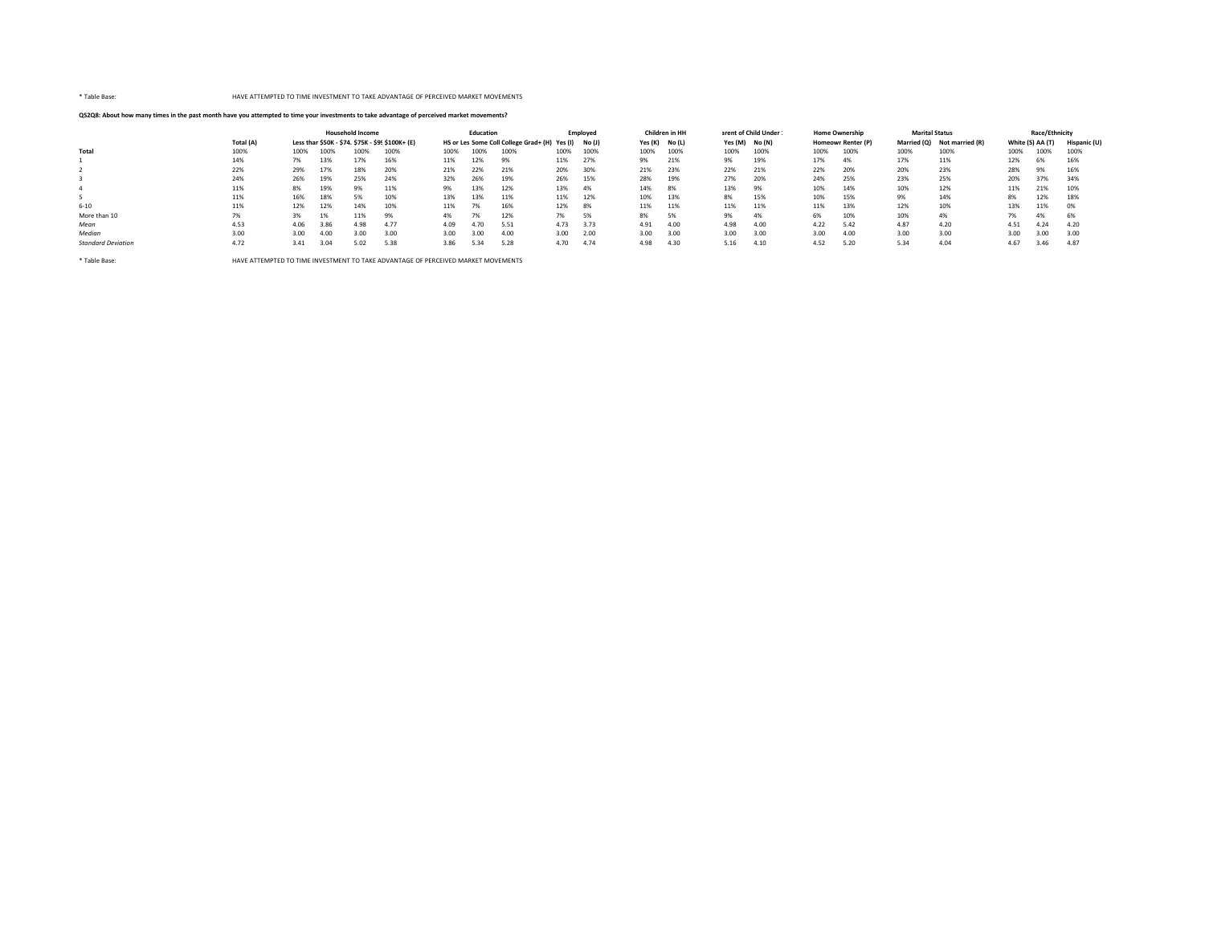* Table Base: HAVE ATTEMPTED TO TIME INVESTMENT TO TAKE ADVANTAGE OF PERCEIVED MARKET MOVEMENTS

**QS2Q8: About how many times in the past month have you attempted to time your investments to take advantage of perceived market movements?**

| | | Household Income | | | | Education | | | Employed | | Children in HH | | arent of Child Under : | | Home Ownership | | Marital Status | | Race/Ethnicity | | |
|---|---|---|---|---|---|---|---|---|---|---|---|---|---|---|---|---|---|---|---|---|---|
| | Total (A) | Less thar | $50K - $74. | $75K - $99 | $100K+ (E) | HS or Les | Some Coll | College Grad+ (H) | Yes (I) | No (J) | Yes (K) | No (L) | Yes (M) | No (N) | Homeowr | Renter (P) | Married (Q) | Not married (R) | White (S) | AA (T) | Hispanic (U) |
| **Total** | 100% | 100% | 100% | 100% | 100% | 100% | 100% | 100% | 100% | 100% | 100% | 100% | 100% | 100% | 100% | 100% | 100% | 100% | 100% | 100% | 100% |
| 1 | 14% | 7% | 13% | 17% | 16% | 11% | 12% | 9% | 11% | 27% | 9% | 21% | 9% | 19% | 17% | 4% | 17% | 11% | 12% | 6% | 16% |
| 2 | 22% | 29% | 17% | 18% | 20% | 21% | 22% | 21% | 20% | 30% | 21% | 23% | 22% | 21% | 22% | 20% | 20% | 23% | 28% | 9% | 16% |
| 3 | 24% | 26% | 19% | 25% | 24% | 32% | 26% | 19% | 26% | 15% | 28% | 19% | 27% | 20% | 24% | 25% | 23% | 25% | 20% | 37% | 34% |
| 4 | 11% | 8% | 19% | 9% | 11% | 9% | 13% | 12% | 13% | 4% | 14% | 8% | 13% | 9% | 10% | 14% | 10% | 12% | 11% | 21% | 10% |
| 5 | 11% | 16% | 18% | 5% | 10% | 13% | 13% | 11% | 11% | 12% | 10% | 13% | 8% | 15% | 10% | 15% | 9% | 14% | 8% | 12% | 18% |
| 6-10 | 11% | 12% | 12% | 14% | 10% | 11% | 7% | 16% | 12% | 8% | 11% | 11% | 11% | 11% | 11% | 13% | 12% | 10% | 13% | 11% | 0% |
| More than 10 | 7% | 3% | 1% | 11% | 9% | 4% | 7% | 12% | 7% | 5% | 8% | 5% | 9% | 4% | 6% | 10% | 10% | 4% | 7% | 4% | 6% |
| *Mean* | 4.53 | 4.06 | 3.86 | 4.98 | 4.77 | 4.09 | 4.70 | 5.51 | 4.73 | 3.73 | 4.91 | 4.00 | 4.98 | 4.00 | 4.22 | 5.42 | 4.87 | 4.20 | 4.51 | 4.24 | 4.20 |
| *Median* | 3.00 | 3.00 | 4.00 | 3.00 | 3.00 | 3.00 | 3.00 | 4.00 | 3.00 | 2.00 | 3.00 | 3.00 | 3.00 | 3.00 | 3.00 | 4.00 | 3.00 | 3.00 | 3.00 | 3.00 | 3.00 |
| *Standard Deviation* | 4.72 | 3.41 | 3.04 | 5.02 | 5.38 | 3.86 | 5.34 | 5.28 | 4.70 | 4.74 | 4.98 | 4.30 | 5.16 | 4.10 | 4.52 | 5.20 | 5.34 | 4.04 | 4.67 | 3.46 | 4.87 |

* Table Base: HAVE ATTEMPTED TO TIME INVESTMENT TO TAKE ADVANTAGE OF PERCEIVED MARKET MOVEMENTS